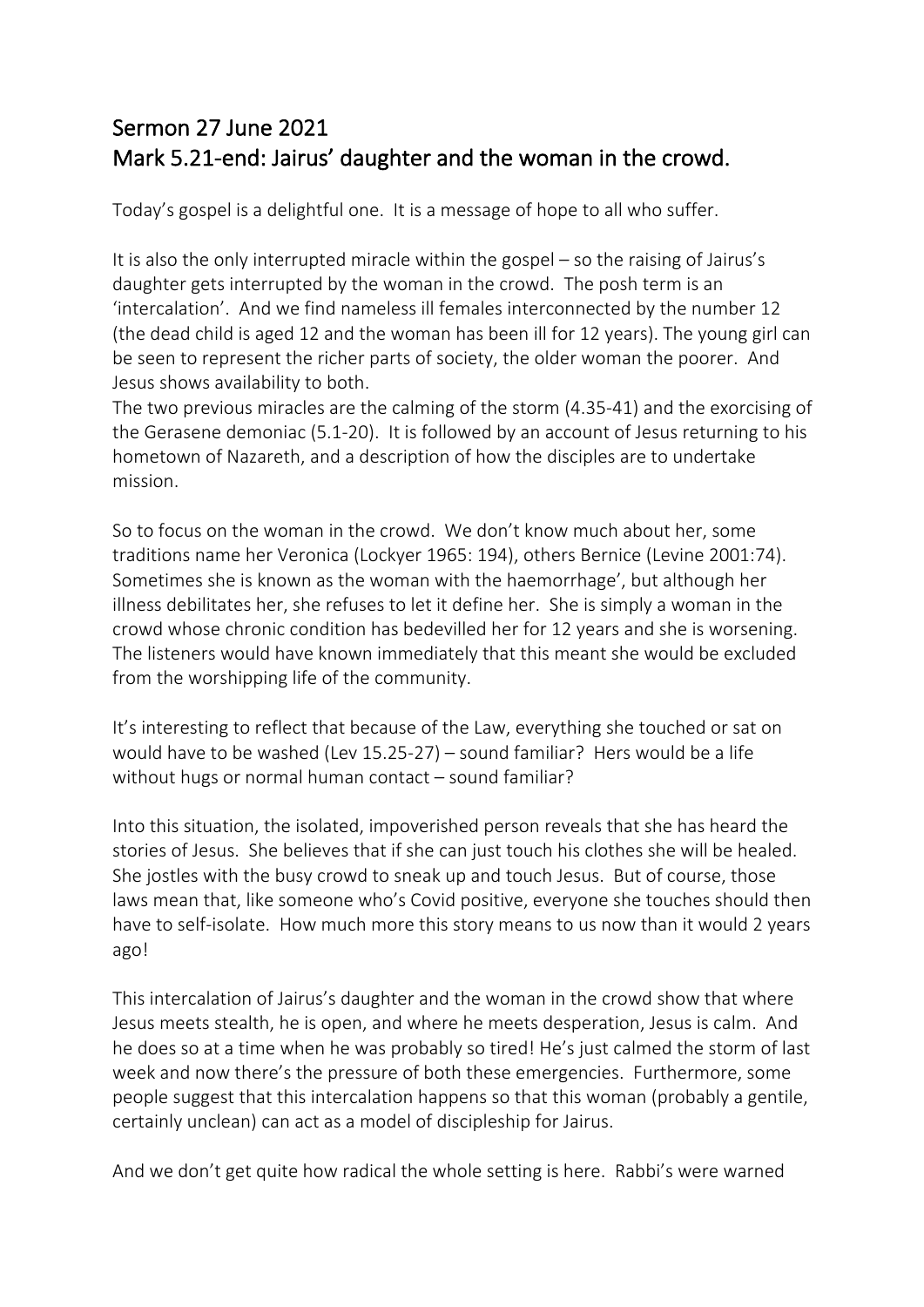# Sermon 27 June 2021
# Mark 5.21-end: Jairus' daughter and the woman in the crowd.

Today's gospel is a delightful one. It is a message of hope to all who suffer.

It is also the only interrupted miracle within the gospel – so the raising of Jairus's daughter gets interrupted by the woman in the crowd. The posh term is an 'intercalation'. And we find nameless ill females interconnected by the number 12 (the dead child is aged 12 and the woman has been ill for 12 years). The young girl can be seen to represent the richer parts of society, the older woman the poorer. And Jesus shows availability to both.
The two previous miracles are the calming of the storm (4.35-41) and the exorcising of the Gerasene demoniac (5.1-20). It is followed by an account of Jesus returning to his hometown of Nazareth, and a description of how the disciples are to undertake mission.

So to focus on the woman in the crowd. We don't know much about her, some traditions name her Veronica (Lockyer 1965: 194), others Bernice (Levine 2001:74). Sometimes she is known as the woman with the haemorrhage', but although her illness debilitates her, she refuses to let it define her. She is simply a woman in the crowd whose chronic condition has bedevilled her for 12 years and she is worsening. The listeners would have known immediately that this meant she would be excluded from the worshipping life of the community.

It's interesting to reflect that because of the Law, everything she touched or sat on would have to be washed (Lev 15.25-27) – sound familiar? Hers would be a life without hugs or normal human contact – sound familiar?

Into this situation, the isolated, impoverished person reveals that she has heard the stories of Jesus. She believes that if she can just touch his clothes she will be healed. She jostles with the busy crowd to sneak up and touch Jesus. But of course, those laws mean that, like someone who's Covid positive, everyone she touches should then have to self-isolate. How much more this story means to us now than it would 2 years ago!

This intercalation of Jairus's daughter and the woman in the crowd show that where Jesus meets stealth, he is open, and where he meets desperation, Jesus is calm. And he does so at a time when he was probably so tired! He's just calmed the storm of last week and now there's the pressure of both these emergencies. Furthermore, some people suggest that this intercalation happens so that this woman (probably a gentile, certainly unclean) can act as a model of discipleship for Jairus.

And we don't get quite how radical the whole setting is here. Rabbi's were warned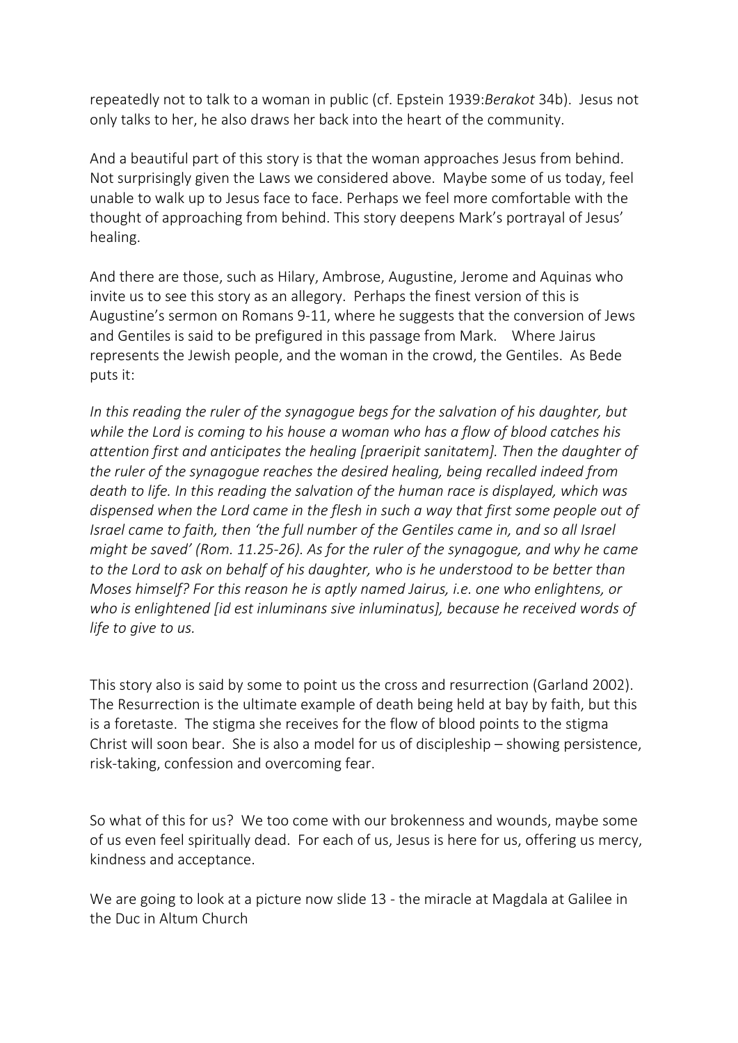repeatedly not to talk to a woman in public (cf. Epstein 1939:*Berakot* 34b). Jesus not only talks to her, he also draws her back into the heart of the community.

And a beautiful part of this story is that the woman approaches Jesus from behind. Not surprisingly given the Laws we considered above. Maybe some of us today, feel unable to walk up to Jesus face to face. Perhaps we feel more comfortable with the thought of approaching from behind. This story deepens Mark's portrayal of Jesus' healing.

And there are those, such as Hilary, Ambrose, Augustine, Jerome and Aquinas who invite us to see this story as an allegory. Perhaps the finest version of this is Augustine's sermon on Romans 9-11, where he suggests that the conversion of Jews and Gentiles is said to be prefigured in this passage from Mark. Where Jairus represents the Jewish people, and the woman in the crowd, the Gentiles. As Bede puts it:

*In this reading the ruler of the synagogue begs for the salvation of his daughter, but while the Lord is coming to his house a woman who has a flow of blood catches his attention first and anticipates the healing [praeripit sanitatem]. Then the daughter of the ruler of the synagogue reaches the desired healing, being recalled indeed from death to life. In this reading the salvation of the human race is displayed, which was dispensed when the Lord came in the flesh in such a way that first some people out of Israel came to faith, then 'the full number of the Gentiles came in, and so all Israel might be saved' (Rom. 11.25-26). As for the ruler of the synagogue, and why he came to the Lord to ask on behalf of his daughter, who is he understood to be better than Moses himself? For this reason he is aptly named Jairus, i.e. one who enlightens, or who is enlightened [id est inluminans sive inluminatus], because he received words of life to give to us.*

This story also is said by some to point us the cross and resurrection (Garland 2002). The Resurrection is the ultimate example of death being held at bay by faith, but this is a foretaste. The stigma she receives for the flow of blood points to the stigma Christ will soon bear. She is also a model for us of discipleship – showing persistence, risk-taking, confession and overcoming fear.

So what of this for us? We too come with our brokenness and wounds, maybe some of us even feel spiritually dead. For each of us, Jesus is here for us, offering us mercy, kindness and acceptance.

We are going to look at a picture now slide 13 - the miracle at Magdala at Galilee in the Duc in Altum Church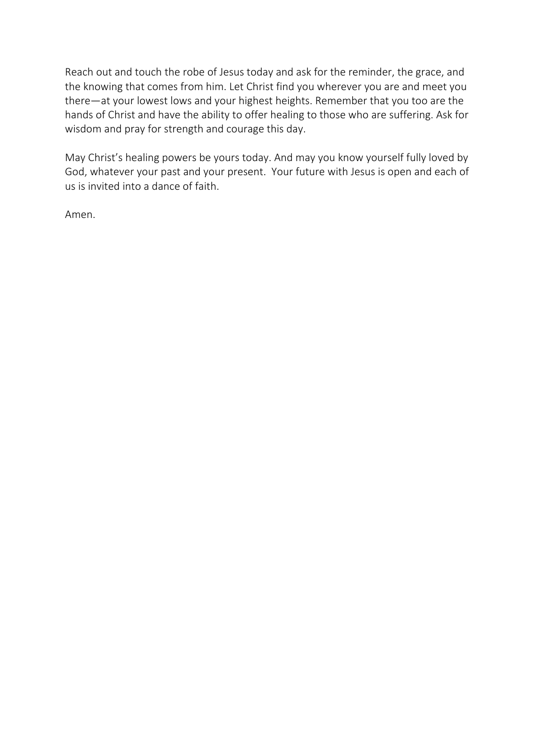Reach out and touch the robe of Jesus today and ask for the reminder, the grace, and the knowing that comes from him. Let Christ find you wherever you are and meet you there—at your lowest lows and your highest heights. Remember that you too are the hands of Christ and have the ability to offer healing to those who are suffering. Ask for wisdom and pray for strength and courage this day.

May Christ's healing powers be yours today. And may you know yourself fully loved by God, whatever your past and your present. Your future with Jesus is open and each of us is invited into a dance of faith.

Amen.